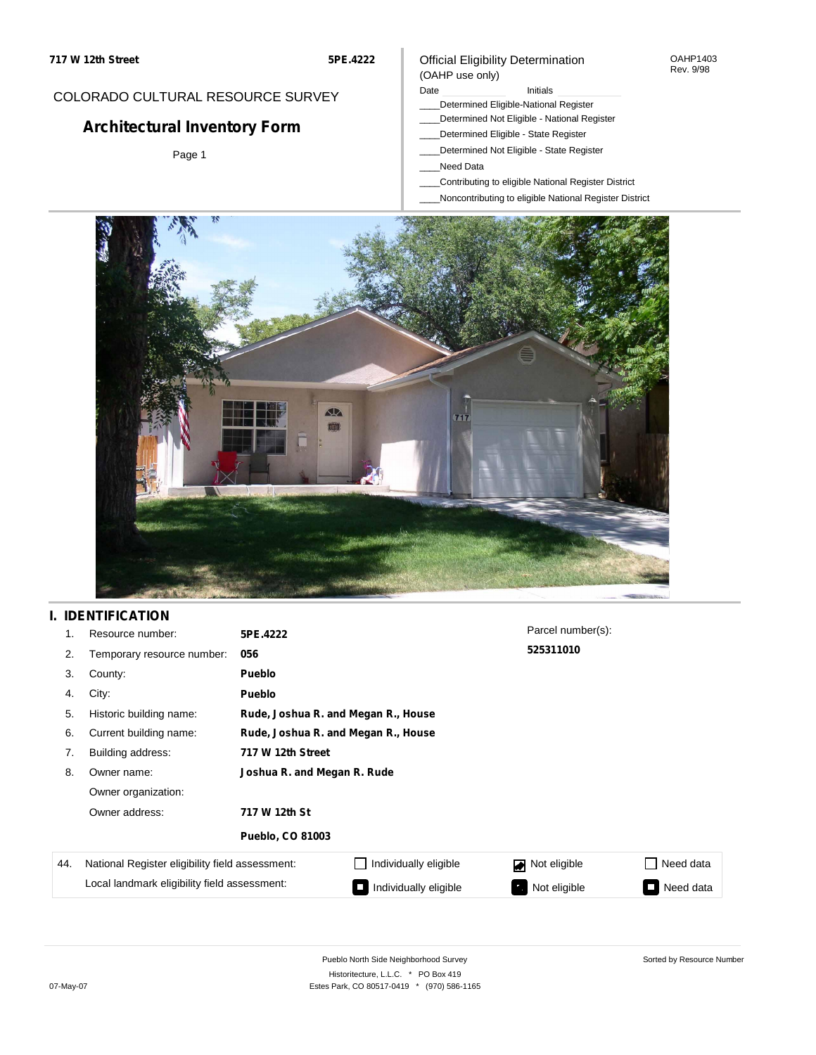**717 W 12th Street** **5PE.4222**

COLORADO CULTURAL RESOURCE SURVEY

# Architectural Inventory Form

Page 1

Official Eligibility Determination
(OAHP use only)

OAHP1403
Rev. 9/98

Date ________ Initials ________

____Determined Eligible-National Register
____Determined Not Eligible - National Register
____Determined Eligible - State Register
____Determined Not Eligible - State Register
____Need Data
____Contributing to eligible National Register District
____Noncontributing to eligible National Register District

## I. IDENTIFICATION

1. Resource number: **5PE.4222**
2. Temporary resource number: **056**
3. County: **Pueblo**
4. City: **Pueblo**
5. Historic building name: **Rude, Joshua R. and Megan R., House**
6. Current building name: **Rude, Joshua R. and Megan R., House**
7. Building address: **717 W 12th Street**
8. Owner name: **Joshua R. and Megan R. Rude**
   Owner organization:
   Owner address: **717 W 12th St**
   **Pueblo, CO 81003**

Parcel number(s): **525311010**

| 44. | | | | |
|---|---|---|---|---|
| | National Register eligibility field assessment: | ☐ Individually eligible | ☑ Not eligible | ☐ Need data |
| | Local landmark eligibility field assessment: | ☐ Individually eligible | ☐ Not eligible | ☐ Need data |

Pueblo North Side Neighborhood Survey
Historitecture, L.L.C. * PO Box 419
Estes Park, CO 80517-0419 * (970) 586-1165

Sorted by Resource Number

07-May-07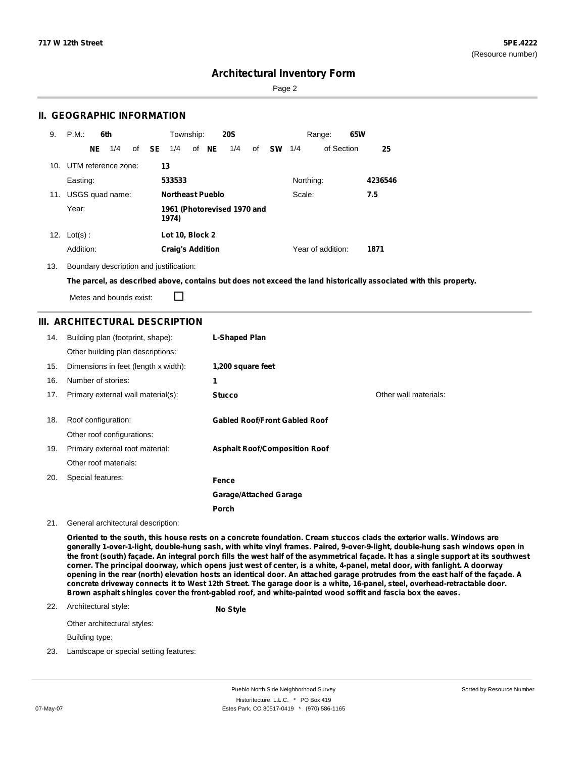# Architectural Inventory Form

## II. GEOGRAPHIC INFORMATION

9. P.M.: **6th** Township: **20S** Range: **65W**

**NE** 1/4 of **SE** 1/4 of **NE** 1/4 of **SW** 1/4 of Section **25**

10. UTM reference zone: **13**

Easting: **533533** Northing: **4236546**

11. USGS quad name: **Northeast Pueblo** Scale: **7.5**

Year: **1961 (Photorevised 1970 and 1974)**

12. Lot(s) : **Lot 10, Block 2**

Addition: **Craig's Addition** Year of addition: **1871**

13. Boundary description and justification:

**The parcel, as described above, contains but does not exceed the land historically associated with this property.**

Metes and bounds exist: ☐

## III. ARCHITECTURAL DESCRIPTION

14. Building plan (footprint, shape): **L-Shaped Plan**

Other building plan descriptions:

15. Dimensions in feet (length x width): **1,200 square feet**

16. Number of stories: **1**

17. Primary external wall material(s): **Stucco** Other wall materials:

18. Roof configuration: **Gabled Roof/Front Gabled Roof**

Other roof configurations:

19. Primary external roof material: **Asphalt Roof/Composition Roof**

Other roof materials:

20. Special features:

**Fence**

**Garage/Attached Garage**

**Porch**

21. General architectural description:

**Oriented to the south, this house rests on a concrete foundation. Cream stuccos clads the exterior walls. Windows are generally 1-over-1-light, double-hung sash, with white vinyl frames. Paired, 9-over-9-light, double-hung sash windows open in the front (south) façade. An integral porch fills the west half of the asymmetrical façade. It has a single support at its southwest corner. The principal doorway, which opens just west of center, is a white, 4-panel, metal door, with fanlight. A doorway opening in the rear (north) elevation hosts an identical door. An attached garage protrudes from the east half of the façade. A concrete driveway connects it to West 12th Street. The garage door is a white, 16-panel, steel, overhead-retractable door. Brown asphalt shingles cover the front-gabled roof, and white-painted wood soffit and fascia box the eaves.**

22. Architectural style: **No Style**

Other architectural styles:

Building type:

23. Landscape or special setting features: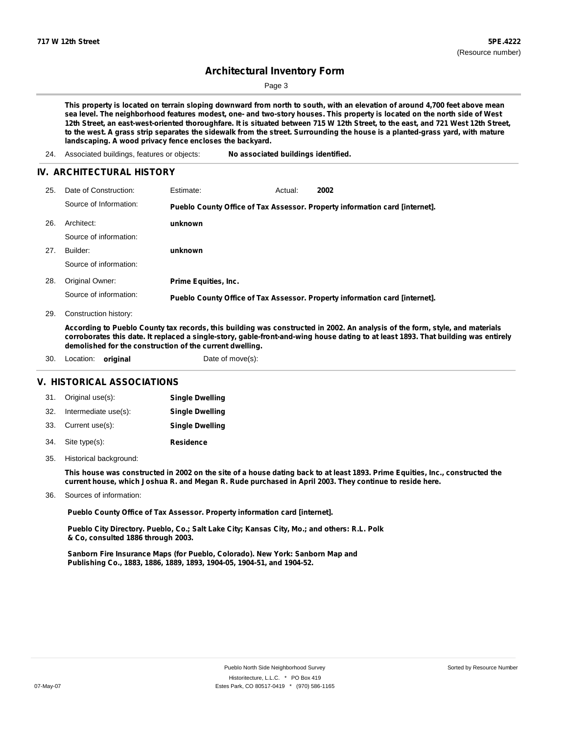This property is located on terrain sloping downward from north to south, with an elevation of around 4,700 feet above mean sea level. The neighborhood features modest, one- and two-story houses. This property is located on the north side of West 12th Street, an east-west-oriented thoroughfare. It is situated between 715 W 12th Street, to the east, and 721 West 12th Street, to the west. A grass strip separates the sidewalk from the street. Surrounding the house is a planted-grass yard, with mature landscaping. A wood privacy fence encloses the backyard.

24. Associated buildings, features or objects: **No associated buildings identified.**

## IV. ARCHITECTURAL HISTORY

25. Date of Construction: Estimate: Actual: **2002**

    Source of Information: **Pueblo County Office of Tax Assessor. Property information card [internet].**

26. Architect: **unknown**

    Source of information:

27. Builder: **unknown**

    Source of information:

28. Original Owner: **Prime Equities, Inc.**

    Source of information: **Pueblo County Office of Tax Assessor. Property information card [internet].**

29. Construction history:

    **According to Pueblo County tax records, this building was constructed in 2002. An analysis of the form, style, and materials corroborates this date. It replaced a single-story, gable-front-and-wing house dating to at least 1893. That building was entirely demolished for the construction of the current dwelling.**

30. Location: **original** Date of move(s):

## V. HISTORICAL ASSOCIATIONS

31. Original use(s): **Single Dwelling**
32. Intermediate use(s): **Single Dwelling**
33. Current use(s): **Single Dwelling**
34. Site type(s): **Residence**
35. Historical background:

    **This house was constructed in 2002 on the site of a house dating back to at least 1893. Prime Equities, Inc., constructed the current house, which Joshua R. and Megan R. Rude purchased in April 2003. They continue to reside here.**

36. Sources of information:

    **Pueblo County Office of Tax Assessor. Property information card [internet].**

    **Pueblo City Directory. Pueblo, Co.; Salt Lake City; Kansas City, Mo.; and others: R.L. Polk & Co, consulted 1886 through 2003.**

    **Sanborn Fire Insurance Maps (for Pueblo, Colorado). New York: Sanborn Map and Publishing Co., 1883, 1886, 1889, 1893, 1904-05, 1904-51, and 1904-52.**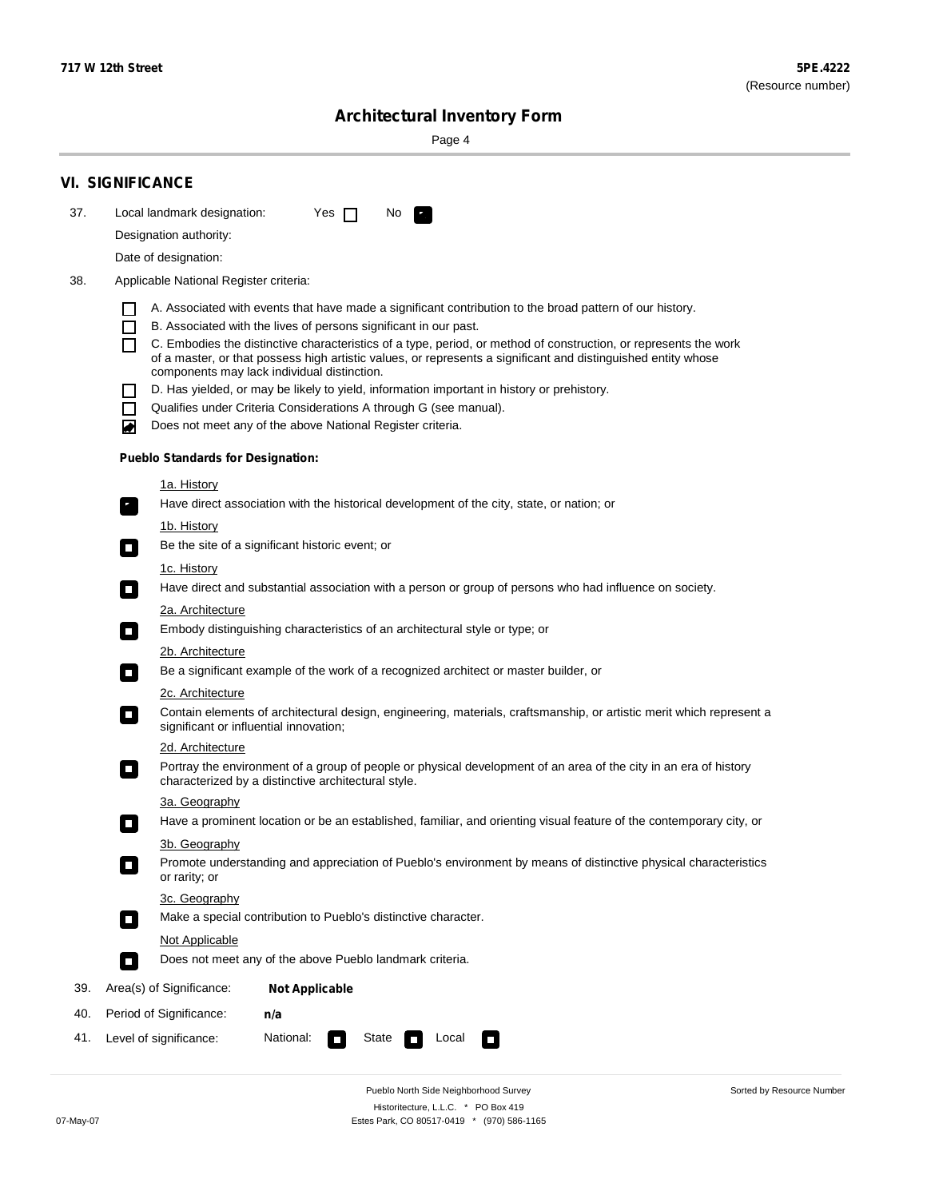## VI. SIGNIFICANCE

37. Local landmark designation: Yes ☐ No ☑

Designation authority:

Date of designation:

38. Applicable National Register criteria:

- ☐ A. Associated with events that have made a significant contribution to the broad pattern of our history.
- ☐ B. Associated with the lives of persons significant in our past.
- ☐ C. Embodies the distinctive characteristics of a type, period, or method of construction, or represents the work of a master, or that possess high artistic values, or represents a significant and distinguished entity whose components may lack individual distinction.
- ☐ D. Has yielded, or may be likely to yield, information important in history or prehistory.
- ☐ Qualifies under Criteria Considerations A through G (see manual).
- ☑ Does not meet any of the above National Register criteria.

**Pueblo Standards for Designation:**

1a. History
☑ Have direct association with the historical development of the city, state, or nation; or

1b. History
☐ Be the site of a significant historic event; or

1c. History
☐ Have direct and substantial association with a person or group of persons who had influence on society.

2a. Architecture
☐ Embody distinguishing characteristics of an architectural style or type; or

2b. Architecture
☐ Be a significant example of the work of a recognized architect or master builder, or

2c. Architecture
☐ Contain elements of architectural design, engineering, materials, craftsmanship, or artistic merit which represent a significant or influential innovation;

2d. Architecture
☐ Portray the environment of a group of people or physical development of an area of the city in an era of history characterized by a distinctive architectural style.

3a. Geography
☐ Have a prominent location or be an established, familiar, and orienting visual feature of the contemporary city, or

3b. Geography
☐ Promote understanding and appreciation of Pueblo's environment by means of distinctive physical characteristics or rarity; or

3c. Geography
☐ Make a special contribution to Pueblo's distinctive character.

Not Applicable
☐ Does not meet any of the above Pueblo landmark criteria.

39. Area(s) of Significance: **Not Applicable**

40. Period of Significance: **n/a**

41. Level of significance: National: ☐ State ☐ Local ☐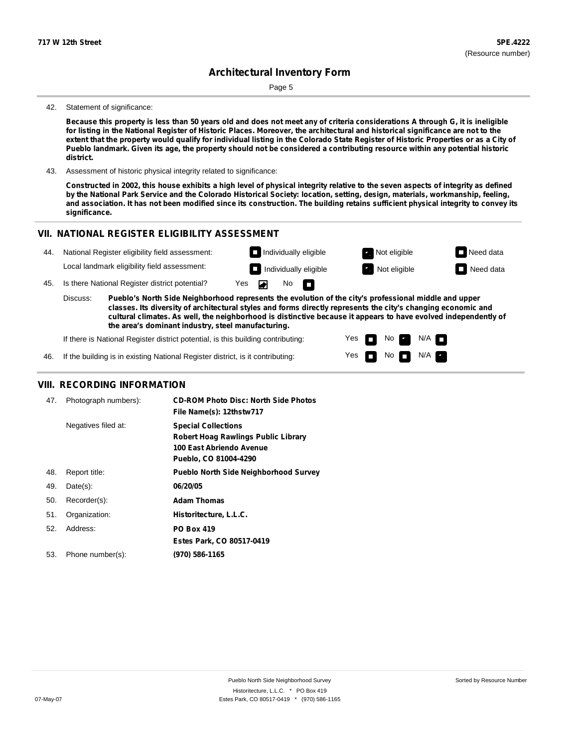**717 W 12th Street**

**5PE.4222**
(Resource number)

## Architectural Inventory Form

42. Statement of significance:

**Because this property is less than 50 years old and does not meet any of criteria considerations A through G, it is ineligible for listing in the National Register of Historic Places. Moreover, the architectural and historical significance are not to the extent that the property would qualify for individual listing in the Colorado State Register of Historic Properties or as a City of Pueblo landmark. Given its age, the property should not be considered a contributing resource within any potential historic district.**

43. Assessment of historic physical integrity related to significance:

**Constructed in 2002, this house exhibits a high level of physical integrity relative to the seven aspects of integrity as defined by the National Park Service and the Colorado Historical Society: location, setting, design, materials, workmanship, feeling, and association. It has not been modified since its construction. The building retains sufficient physical integrity to convey its significance.**

## VII. NATIONAL REGISTER ELIGIBILITY ASSESSMENT

44. National Register eligibility field assessment: ☐ Individually eligible ☑ Not eligible ☐ Need data

Local landmark eligibility field assessment: ☐ Individually eligible ☑ Not eligible ☐ Need data

45. Is there National Register district potential? Yes ☑ No ☐

Discuss: **Pueblo's North Side Neighborhood represents the evolution of the city's professional middle and upper classes. Its diversity of architectural styles and forms directly represents the city's changing economic and cultural climates. As well, the neighborhood is distinctive because it appears to have evolved independently of the area's dominant industry, steel manufacturing.**

If there is National Register district potential, is this building contributing: Yes ☐ No ☑ N/A ☐

46. If the building is in existing National Register district, is it contributing: Yes ☐ No ☐ N/A ☑

## VIII. RECORDING INFORMATION

47. Photograph numbers): **CD-ROM Photo Disc: North Side Photos**
**File Name(s): 12thstw717**

Negatives filed at: **Special Collections**
**Robert Hoag Rawlings Public Library**
**100 East Abriendo Avenue**
**Pueblo, CO 81004-4290**

48. Report title: **Pueblo North Side Neighborhood Survey**

49. Date(s): **06/20/05**

50. Recorder(s): **Adam Thomas**

51. Organization: **Historitecture, L.L.C.**

52. Address: **PO Box 419**
**Estes Park, CO 80517-0419**

53. Phone number(s): **(970) 586-1165**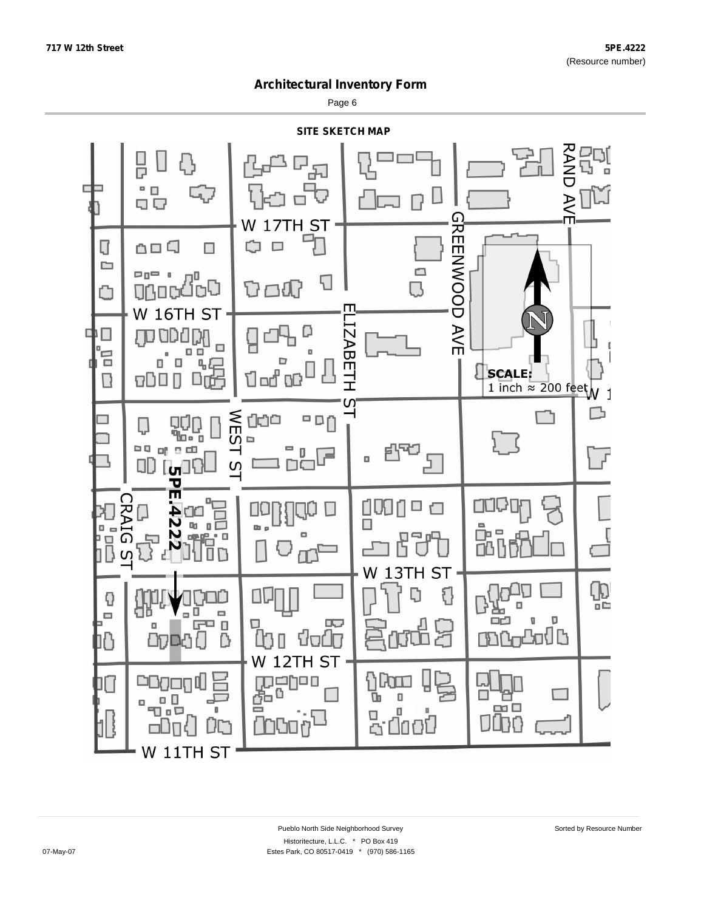# Architectural Inventory Form

## SITE SKETCH MAP

W 17TH ST

RAND AVE

GREENWOOD AVE

W 16TH ST

ELIZABETH ST

**SCALE:**
1 inch ≈ 200 feet

WEST ST

5PE.4222

CRAIG ST

W 13TH ST

W 12TH ST

W 11TH ST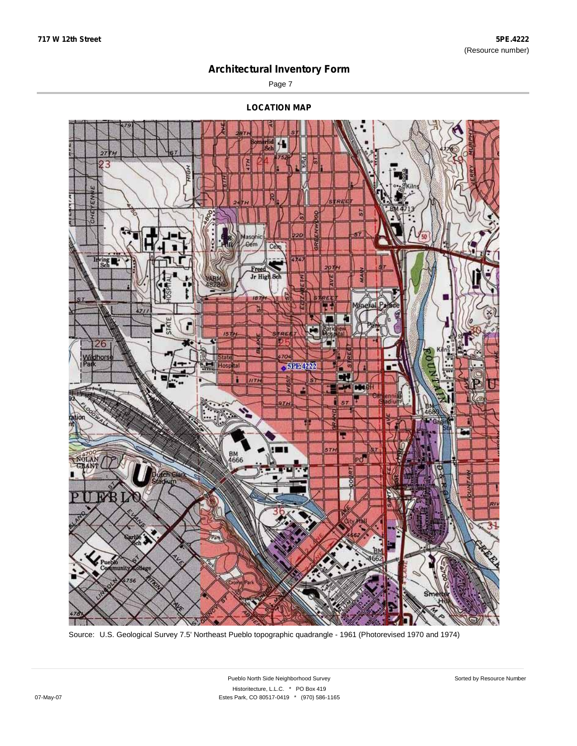## LOCATION MAP

Source: U.S. Geological Survey 7.5' Northeast Pueblo topographic quadrangle - 1961 (Photorevised 1970 and 1974)